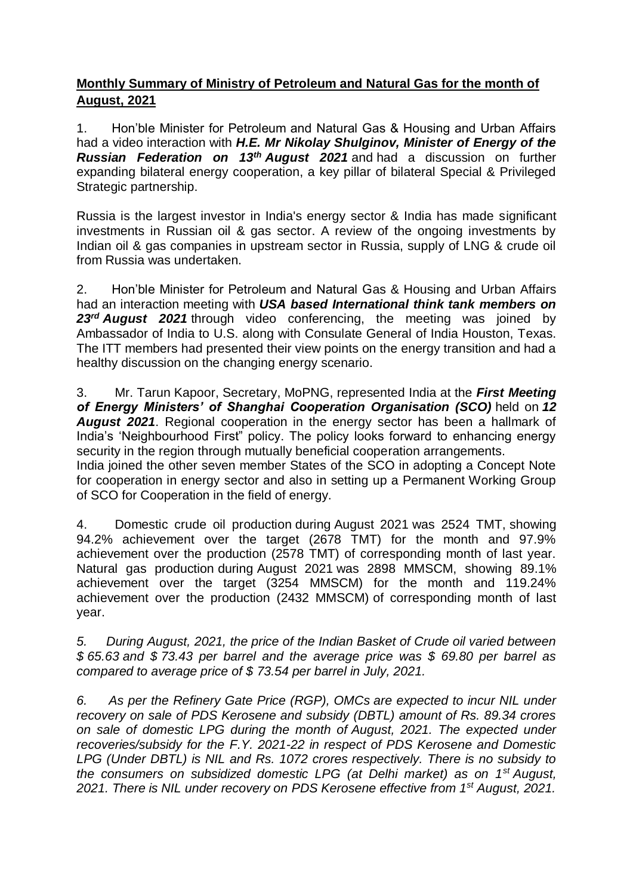**Monthly Summary of Ministry of Petroleum and Natural Gas for the month of August, 2021**

1. Hon'ble Minister for Petroleum and Natural Gas & Housing and Urban Affairs had a video interaction with ***H.E. Mr Nikolay Shulginov, Minister of Energy of the Russian Federation on 13th August 2021*** and had a discussion on further expanding bilateral energy cooperation, a key pillar of bilateral Special & Privileged Strategic partnership.

Russia is the largest investor in India's energy sector & India has made significant investments in Russian oil & gas sector. A review of the ongoing investments by Indian oil & gas companies in upstream sector in Russia, supply of LNG & crude oil from Russia was undertaken.

2. Hon'ble Minister for Petroleum and Natural Gas & Housing and Urban Affairs had an interaction meeting with ***USA based International think tank members on 23rd August 2021*** through video conferencing, the meeting was joined by Ambassador of India to U.S. along with Consulate General of India Houston, Texas. The ITT members had presented their view points on the energy transition and had a healthy discussion on the changing energy scenario.

3. Mr. Tarun Kapoor, Secretary, MoPNG, represented India at the ***First Meeting of Energy Ministers' of Shanghai Cooperation Organisation (SCO)*** held on ***12 August 2021***. Regional cooperation in the energy sector has been a hallmark of India's 'Neighbourhood First" policy. The policy looks forward to enhancing energy security in the region through mutually beneficial cooperation arrangements.
India joined the other seven member States of the SCO in adopting a Concept Note for cooperation in energy sector and also in setting up a Permanent Working Group of SCO for Cooperation in the field of energy.

4. Domestic crude oil production during August 2021 was 2524 TMT, showing 94.2% achievement over the target (2678 TMT) for the month and 97.9% achievement over the production (2578 TMT) of corresponding month of last year. Natural gas production during August 2021 was 2898 MMSCM, showing 89.1% achievement over the target (3254 MMSCM) for the month and 119.24% achievement over the production (2432 MMSCM) of corresponding month of last year.

*5. During August, 2021, the price of the Indian Basket of Crude oil varied between $ 65.63 and $ 73.43 per barrel and the average price was $ 69.80 per barrel as compared to average price of $ 73.54 per barrel in July, 2021.*

*6. As per the Refinery Gate Price (RGP), OMCs are expected to incur NIL under recovery on sale of PDS Kerosene and subsidy (DBTL) amount of Rs. 89.34 crores on sale of domestic LPG during the month of August, 2021. The expected under recoveries/subsidy for the F.Y. 2021-22 in respect of PDS Kerosene and Domestic LPG (Under DBTL) is NIL and Rs. 1072 crores respectively. There is no subsidy to the consumers on subsidized domestic LPG (at Delhi market) as on 1st August, 2021. There is NIL under recovery on PDS Kerosene effective from 1st August, 2021.*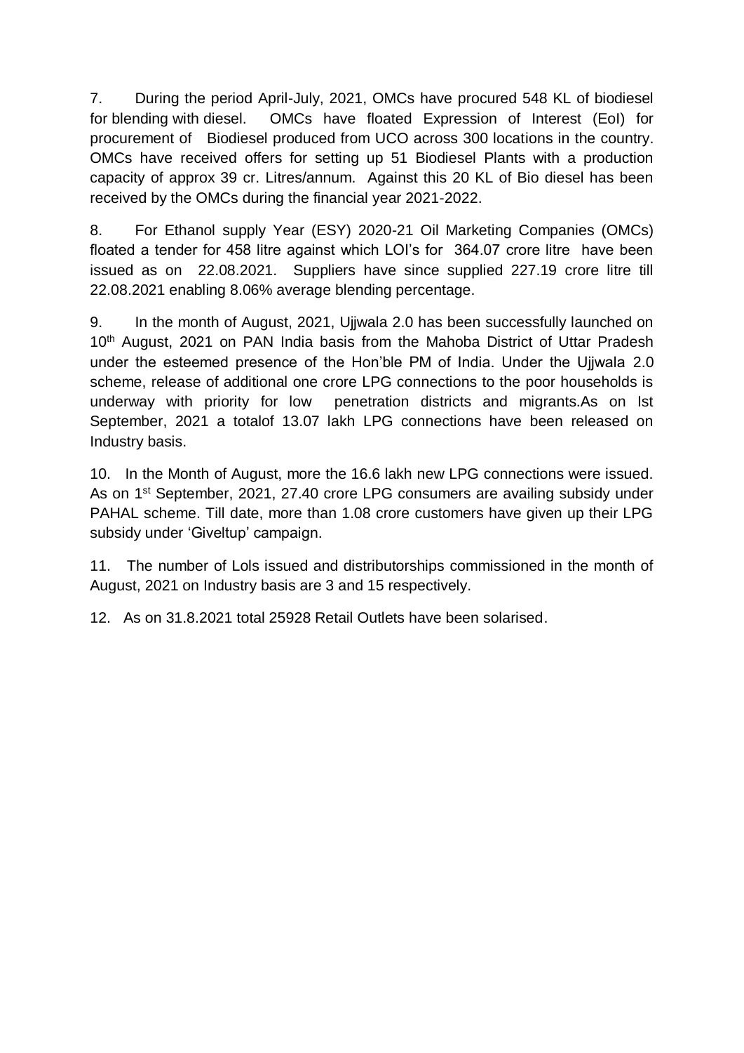7. During the period April-July, 2021, OMCs have procured 548 KL of biodiesel for blending with diesel. OMCs have floated Expression of Interest (EoI) for procurement of Biodiesel produced from UCO across 300 locations in the country. OMCs have received offers for setting up 51 Biodiesel Plants with a production capacity of approx 39 cr. Litres/annum. Against this 20 KL of Bio diesel has been received by the OMCs during the financial year 2021-2022.

8. For Ethanol supply Year (ESY) 2020-21 Oil Marketing Companies (OMCs) floated a tender for 458 litre against which LOI's for 364.07 crore litre have been issued as on 22.08.2021. Suppliers have since supplied 227.19 crore litre till 22.08.2021 enabling 8.06% average blending percentage.

9. In the month of August, 2021, Ujjwala 2.0 has been successfully launched on 10th August, 2021 on PAN India basis from the Mahoba District of Uttar Pradesh under the esteemed presence of the Hon'ble PM of India. Under the Ujjwala 2.0 scheme, release of additional one crore LPG connections to the poor households is underway with priority for low penetration districts and migrants.As on Ist September, 2021 a totalof 13.07 lakh LPG connections have been released on Industry basis.

10. In the Month of August, more the 16.6 lakh new LPG connections were issued. As on 1st September, 2021, 27.40 crore LPG consumers are availing subsidy under PAHAL scheme. Till date, more than 1.08 crore customers have given up their LPG subsidy under 'GiveItup' campaign.

11. The number of LoIs issued and distributorships commissioned in the month of August, 2021 on Industry basis are 3 and 15 respectively.

12. As on 31.8.2021 total 25928 Retail Outlets have been solarised.